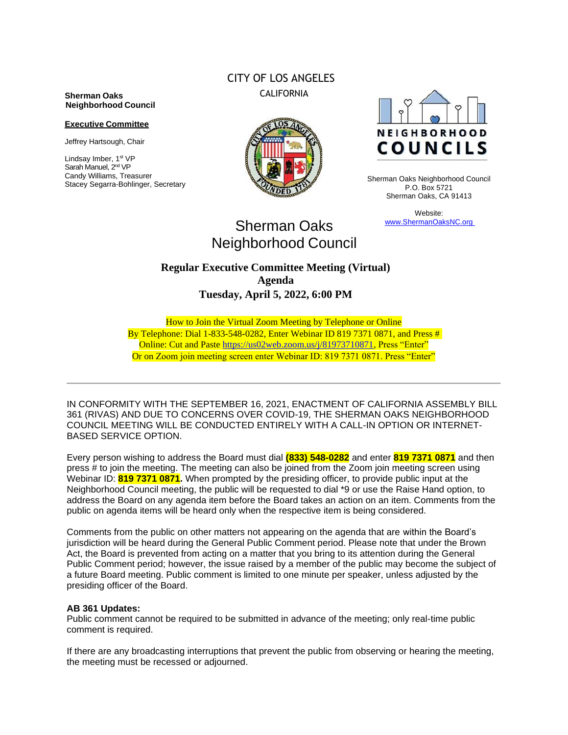**Sherman Oaks Neighborhood Council**

**Executive Committee**

Jeffrey Hartsough, Chair

Lindsay Imber, 1st VP
Sarah Manuel, 2nd VP
Candy Williams, Treasurer
Stacey Segarra-Bohlinger, Secretary

CITY OF LOS ANGELES
CALIFORNIA

NEIGHBORHOOD COUNCILS

Sherman Oaks Neighborhood Council
P.O. Box 5721
Sherman Oaks, CA 91413

Website:
[www.ShermanOaksNC.org](http://www.ShermanOaksNC.org)

# Sherman Oaks Neighborhood Council

## Regular Executive Committee Meeting (Virtual) Agenda
## Tuesday, April 5, 2022, 6:00 PM

How to Join the Virtual Zoom Meeting by Telephone or Online
By Telephone: Dial 1-833-548-0282, Enter Webinar ID 819 7371 0871, and Press #
Online: Cut and Paste [https://us02web.zoom.us/j/81973710871](https://us02web.zoom.us/j/81973710871), Press "Enter"
Or on Zoom join meeting screen enter Webinar ID: 819 7371 0871. Press "Enter"

---

IN CONFORMITY WITH THE SEPTEMBER 16, 2021, ENACTMENT OF CALIFORNIA ASSEMBLY BILL 361 (RIVAS) AND DUE TO CONCERNS OVER COVID-19, THE SHERMAN OAKS NEIGHBORHOOD COUNCIL MEETING WILL BE CONDUCTED ENTIRELY WITH A CALL-IN OPTION OR INTERNET-BASED SERVICE OPTION.

Every person wishing to address the Board must dial **(833) 548-0282** and enter **819 7371 0871** and then press # to join the meeting. The meeting can also be joined from the Zoom join meeting screen using Webinar ID: **819 7371 0871.** When prompted by the presiding officer, to provide public input at the Neighborhood Council meeting, the public will be requested to dial *9 or use the Raise Hand option, to address the Board on any agenda item before the Board takes an action on an item. Comments from the public on agenda items will be heard only when the respective item is being considered.

Comments from the public on other matters not appearing on the agenda that are within the Board's jurisdiction will be heard during the General Public Comment period. Please note that under the Brown Act, the Board is prevented from acting on a matter that you bring to its attention during the General Public Comment period; however, the issue raised by a member of the public may become the subject of a future Board meeting. Public comment is limited to one minute per speaker, unless adjusted by the presiding officer of the Board.

**AB 361 Updates:**
Public comment cannot be required to be submitted in advance of the meeting; only real-time public comment is required.

If there are any broadcasting interruptions that prevent the public from observing or hearing the meeting, the meeting must be recessed or adjourned.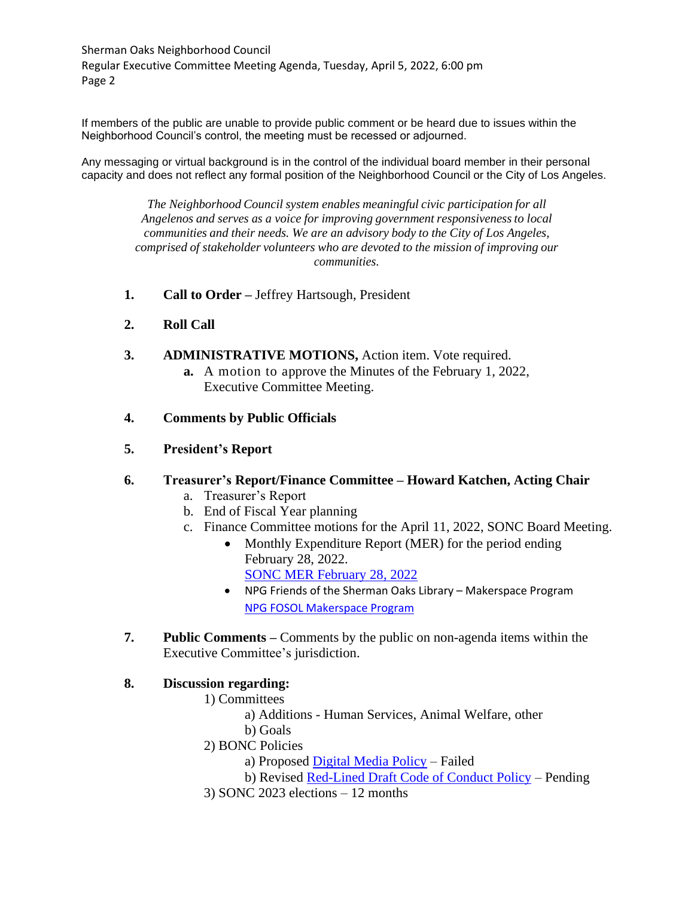If members of the public are unable to provide public comment or be heard due to issues within the Neighborhood Council's control, the meeting must be recessed or adjourned.

Any messaging or virtual background is in the control of the individual board member in their personal capacity and does not reflect any formal position of the Neighborhood Council or the City of Los Angeles.

*The Neighborhood Council system enables meaningful civic participation for all Angelenos and serves as a voice for improving government responsiveness to local communities and their needs. We are an advisory body to the City of Los Angeles, comprised of stakeholder volunteers who are devoted to the mission of improving our communities.*

1. **Call to Order –** Jeffrey Hartsough, President

2. **Roll Call**

3. **ADMINISTRATIVE MOTIONS,** Action item. Vote required.
   - **a.** A motion to approve the Minutes of the February 1, 2022, Executive Committee Meeting.

4. **Comments by Public Officials**

5. **President's Report**

6. **Treasurer's Report/Finance Committee – Howard Katchen, Acting Chair**
   - a. Treasurer's Report
   - b. End of Fiscal Year planning
   - c. Finance Committee motions for the April 11, 2022, SONC Board Meeting.
     - Monthly Expenditure Report (MER) for the period ending February 28, 2022. SONC MER February 28, 2022
     - NPG Friends of the Sherman Oaks Library – Makerspace Program NPG FOSOL Makerspace Program

7. **Public Comments –** Comments by the public on non-agenda items within the Executive Committee's jurisdiction.

8. **Discussion regarding:**
   - 1) Committees
     - a) Additions - Human Services, Animal Welfare, other
     - b) Goals
   - 2) BONC Policies
     - a) Proposed Digital Media Policy – Failed
     - b) Revised Red-Lined Draft Code of Conduct Policy – Pending
   - 3) SONC 2023 elections – 12 months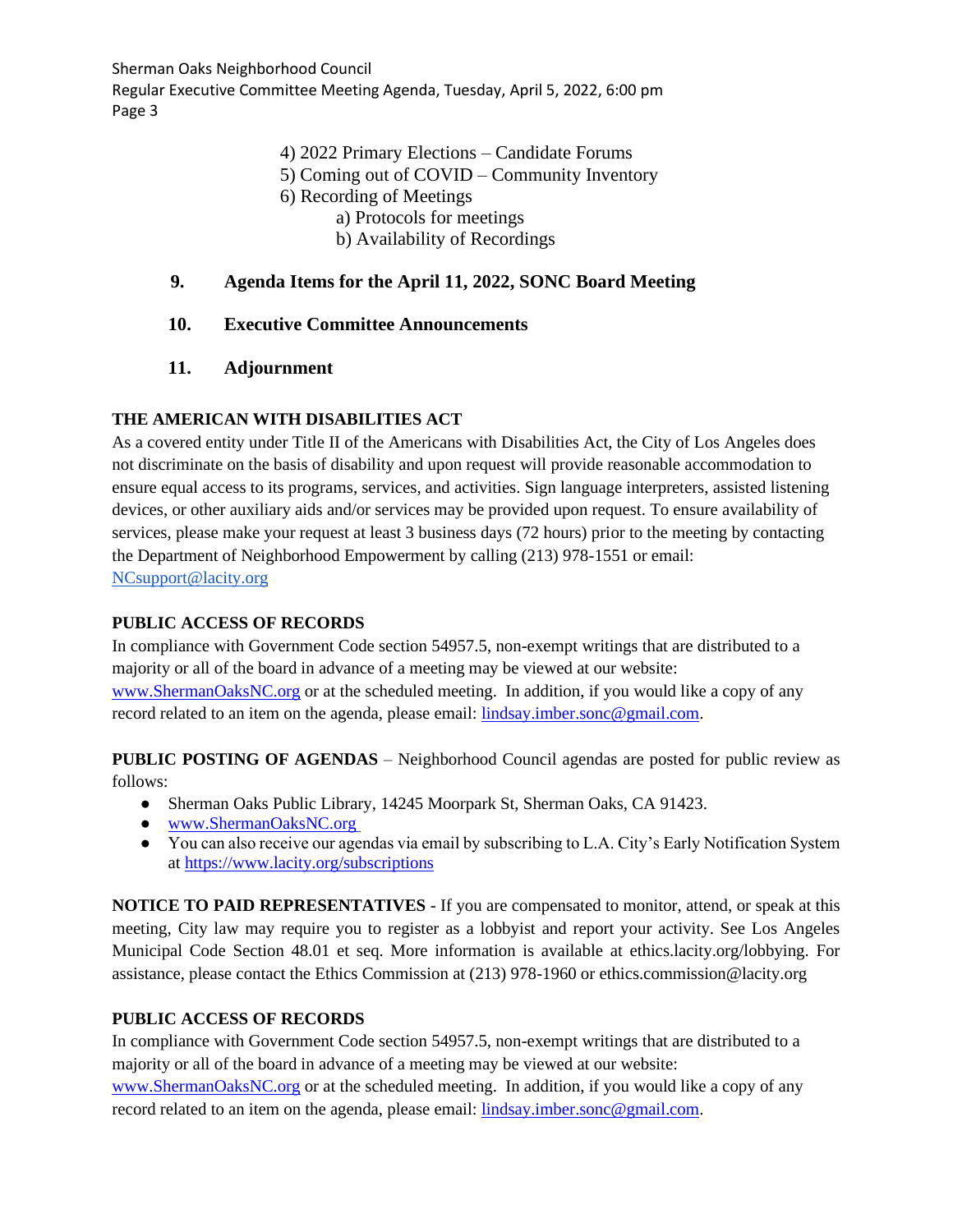4) 2022 Primary Elections – Candidate Forums
5) Coming out of COVID – Community Inventory
6) Recording of Meetings
    a) Protocols for meetings
    b) Availability of Recordings

**9. Agenda Items for the April 11, 2022, SONC Board Meeting**

**10. Executive Committee Announcements**

**11. Adjournment**

**THE AMERICAN WITH DISABILITIES ACT**

As a covered entity under Title II of the Americans with Disabilities Act, the City of Los Angeles does not discriminate on the basis of disability and upon request will provide reasonable accommodation to ensure equal access to its programs, services, and activities. Sign language interpreters, assisted listening devices, or other auxiliary aids and/or services may be provided upon request. To ensure availability of services, please make your request at least 3 business days (72 hours) prior to the meeting by contacting the Department of Neighborhood Empowerment by calling (213) 978-1551 or email: NCsupport@lacity.org

**PUBLIC ACCESS OF RECORDS**

In compliance with Government Code section 54957.5, non-exempt writings that are distributed to a majority or all of the board in advance of a meeting may be viewed at our website: www.ShermanOaksNC.org or at the scheduled meeting. In addition, if you would like a copy of any record related to an item on the agenda, please email: lindsay.imber.sonc@gmail.com.

**PUBLIC POSTING OF AGENDAS** – Neighborhood Council agendas are posted for public review as follows:

- Sherman Oaks Public Library, 14245 Moorpark St, Sherman Oaks, CA 91423.
- www.ShermanOaksNC.org
- You can also receive our agendas via email by subscribing to L.A. City's Early Notification System at https://www.lacity.org/subscriptions

**NOTICE TO PAID REPRESENTATIVES** - If you are compensated to monitor, attend, or speak at this meeting, City law may require you to register as a lobbyist and report your activity. See Los Angeles Municipal Code Section 48.01 et seq. More information is available at ethics.lacity.org/lobbying. For assistance, please contact the Ethics Commission at (213) 978-1960 or ethics.commission@lacity.org

**PUBLIC ACCESS OF RECORDS**

In compliance with Government Code section 54957.5, non-exempt writings that are distributed to a majority or all of the board in advance of a meeting may be viewed at our website: www.ShermanOaksNC.org or at the scheduled meeting. In addition, if you would like a copy of any record related to an item on the agenda, please email: lindsay.imber.sonc@gmail.com.